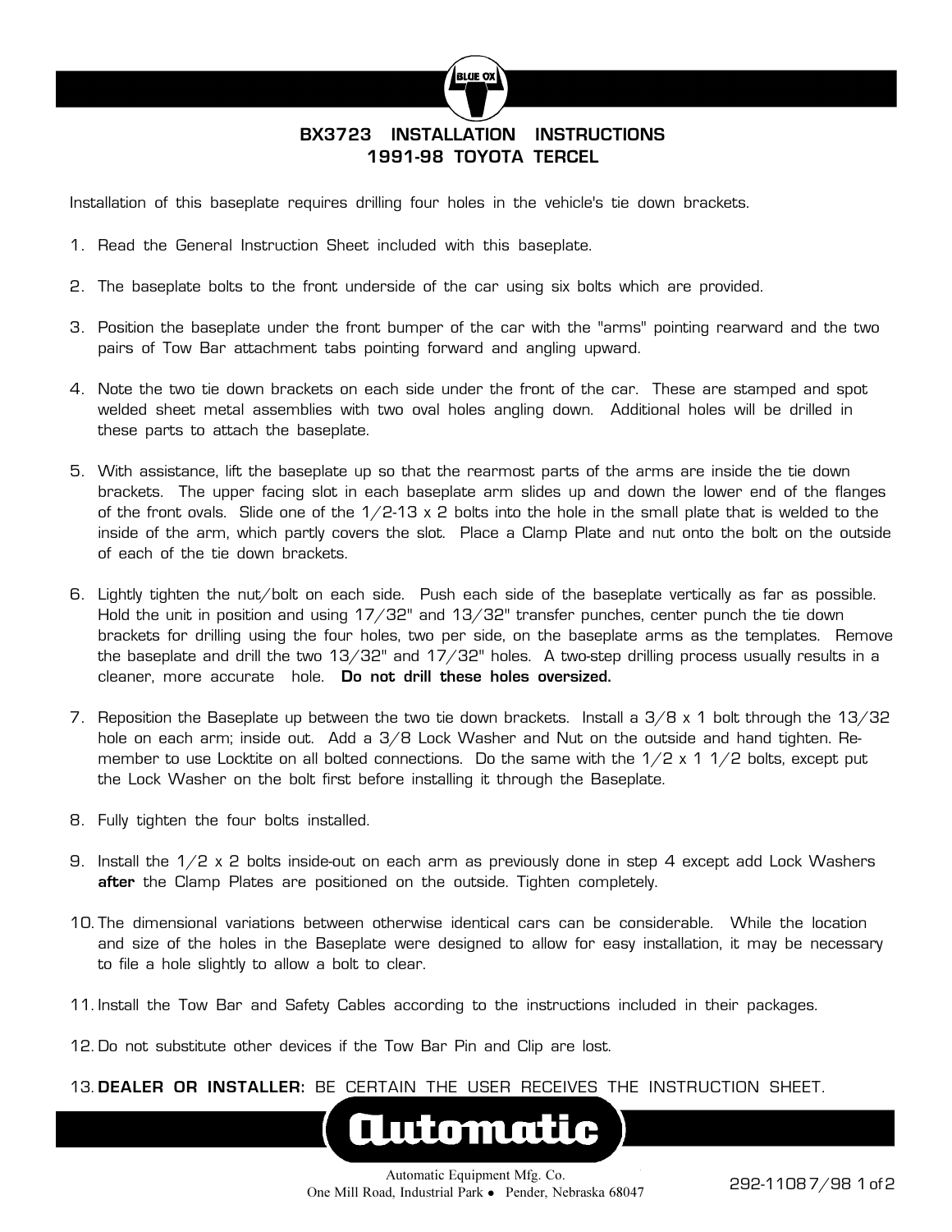# BX3723 INSTALLATION INSTRUCTIONS
# 1991-98 TOYOTA TERCEL

Installation of this baseplate requires drilling four holes in the vehicle's tie down brackets.

1. Read the General Instruction Sheet included with this baseplate.

2. The baseplate bolts to the front underside of the car using six bolts which are provided.

3. Position the baseplate under the front bumper of the car with the "arms" pointing rearward and the two pairs of Tow Bar attachment tabs pointing forward and angling upward.

4. Note the two tie down brackets on each side under the front of the car. These are stamped and spot welded sheet metal assemblies with two oval holes angling down. Additional holes will be drilled in these parts to attach the baseplate.

5. With assistance, lift the baseplate up so that the rearmost parts of the arms are inside the tie down brackets. The upper facing slot in each baseplate arm slides up and down the lower end of the flanges of the front ovals. Slide one of the 1/2-13 x 2 bolts into the hole in the small plate that is welded to the inside of the arm, which partly covers the slot. Place a Clamp Plate and nut onto the bolt on the outside of each of the tie down brackets.

6. Lightly tighten the nut/bolt on each side. Push each side of the baseplate vertically as far as possible. Hold the unit in position and using 17/32" and 13/32" transfer punches, center punch the tie down brackets for drilling using the four holes, two per side, on the baseplate arms as the templates. Remove the baseplate and drill the two 13/32" and 17/32" holes. A two-step drilling process usually results in a cleaner, more accurate hole. **Do not drill these holes oversized.**

7. Reposition the Baseplate up between the two tie down brackets. Install a 3/8 x 1 bolt through the 13/32 hole on each arm; inside out. Add a 3/8 Lock Washer and Nut on the outside and hand tighten. Remember to use Locktite on all bolted connections. Do the same with the 1/2 x 1 1/2 bolts, except put the Lock Washer on the bolt first before installing it through the Baseplate.

8. Fully tighten the four bolts installed.

9. Install the 1/2 x 2 bolts inside-out on each arm as previously done in step 4 except add Lock Washers **after** the Clamp Plates are positioned on the outside. Tighten completely.

10. The dimensional variations between otherwise identical cars can be considerable. While the location and size of the holes in the Baseplate were designed to allow for easy installation, it may be necessary to file a hole slightly to allow a bolt to clear.

11. Install the Tow Bar and Safety Cables according to the instructions included in their packages.

12. Do not substitute other devices if the Tow Bar Pin and Clip are lost.

13. **DEALER OR INSTALLER:** BE CERTAIN THE USER RECEIVES THE INSTRUCTION SHEET.

Automatic Equipment Mfg. Co.
One Mill Road, Industrial Park • Pender, Nebraska 68047

292-1108 7/98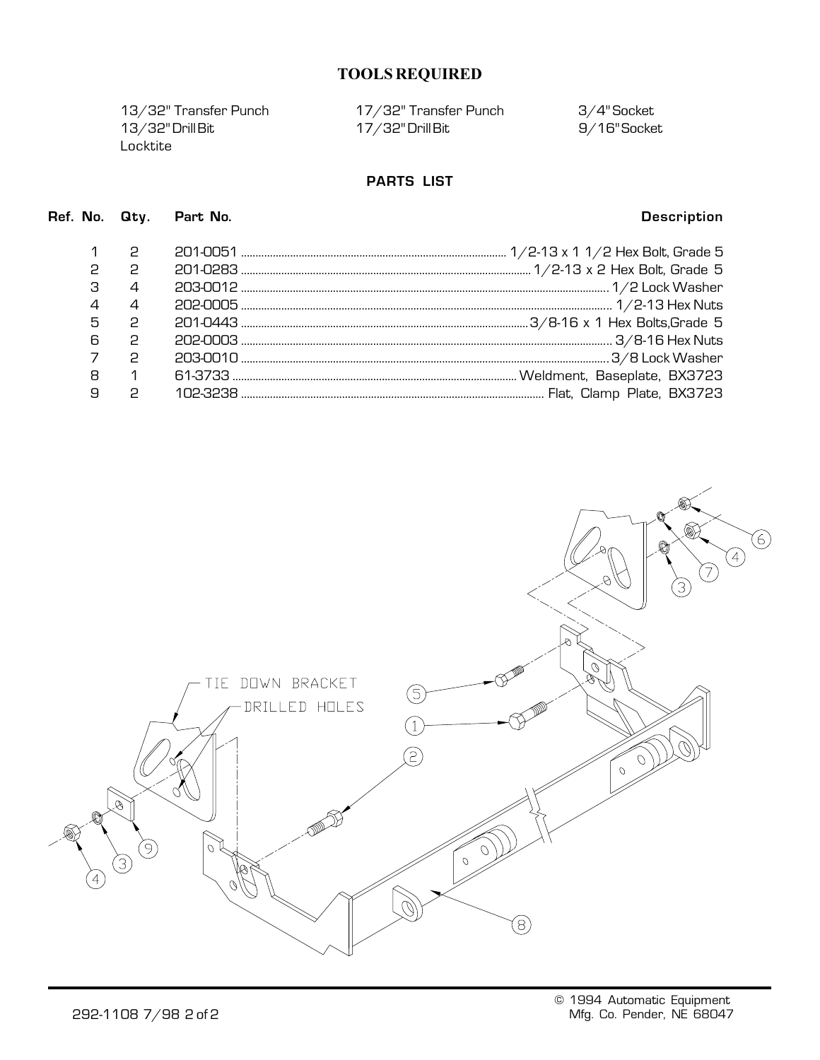# TOOLS REQUIRED

| | | |
|---|---|---|
| 13/32" Transfer Punch | 17/32" Transfer Punch | 3/4" Socket |
| 13/32" Drill Bit | 17/32" Drill Bit | 9/16" Socket |
| Locktite | | |

## PARTS LIST

| Ref. No. | Qty. | Part No. | Description |
|---|---|---|---|
| 1 | 2 | 201-0051 | 1/2-13 x 1 1/2 Hex Bolt, Grade 5 |
| 2 | 2 | 201-0283 | 1/2-13 x 2 Hex Bolt, Grade 5 |
| 3 | 4 | 203-0012 | 1/2 Lock Washer |
| 4 | 4 | 202-0005 | 1/2-13 Hex Nuts |
| 5 | 2 | 201-0443 | 3/8-16 x 1 Hex Bolts,Grade 5 |
| 6 | 2 | 202-0003 | 3/8-16 Hex Nuts |
| 7 | 2 | 203-0010 | 3/8 Lock Washer |
| 8 | 1 | 61-3733 | Weldment, Baseplate, BX3723 |
| 9 | 2 | 102-3238 | Flat, Clamp Plate, BX3723 |

TIE DOWN BRACKET

DRILLED HOLES

1 2 3 4 5 6 7 8 9

292-1108 7/98

© 1994 Automatic Equipment Mfg. Co. Pender, NE 68047